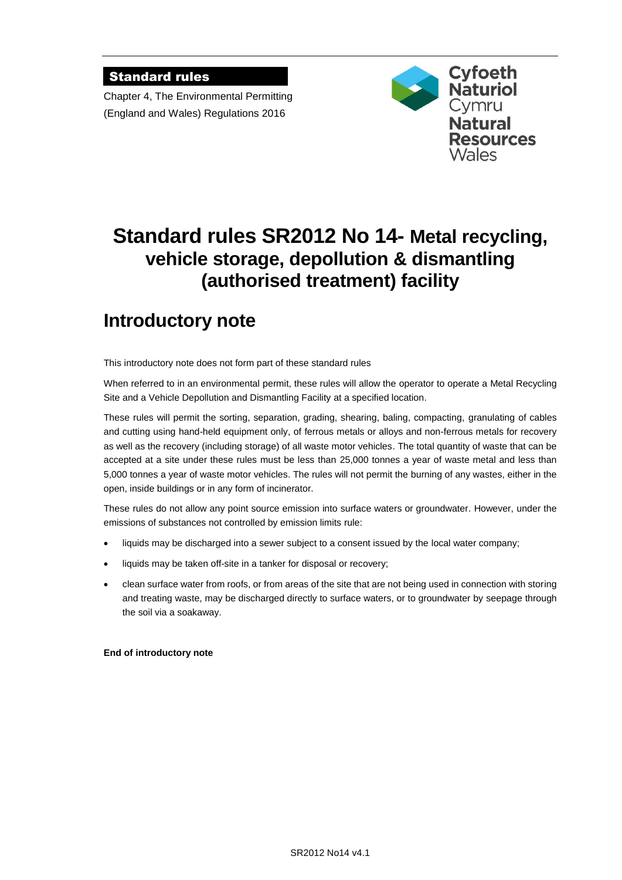**Standard rules**

Chapter 4, The Environmental Permitting (England and Wales) Regulations 2016

Cyfoeth Naturiol Cymru
Natural Resources Wales

# Standard rules SR2012 No 14- Metal recycling, vehicle storage, depollution & dismantling (authorised treatment) facility

## Introductory note

This introductory note does not form part of these standard rules

When referred to in an environmental permit, these rules will allow the operator to operate a Metal Recycling Site and a Vehicle Depollution and Dismantling Facility at a specified location.

These rules will permit the sorting, separation, grading, shearing, baling, compacting, granulating of cables and cutting using hand-held equipment only, of ferrous metals or alloys and non-ferrous metals for recovery as well as the recovery (including storage) of all waste motor vehicles. The total quantity of waste that can be accepted at a site under these rules must be less than 25,000 tonnes a year of waste metal and less than 5,000 tonnes a year of waste motor vehicles. The rules will not permit the burning of any wastes, either in the open, inside buildings or in any form of incinerator.

These rules do not allow any point source emission into surface waters or groundwater. However, under the emissions of substances not controlled by emission limits rule:

- liquids may be discharged into a sewer subject to a consent issued by the local water company;
- liquids may be taken off-site in a tanker for disposal or recovery;
- clean surface water from roofs, or from areas of the site that are not being used in connection with storing and treating waste, may be discharged directly to surface waters, or to groundwater by seepage through the soil via a soakaway.

**End of introductory note**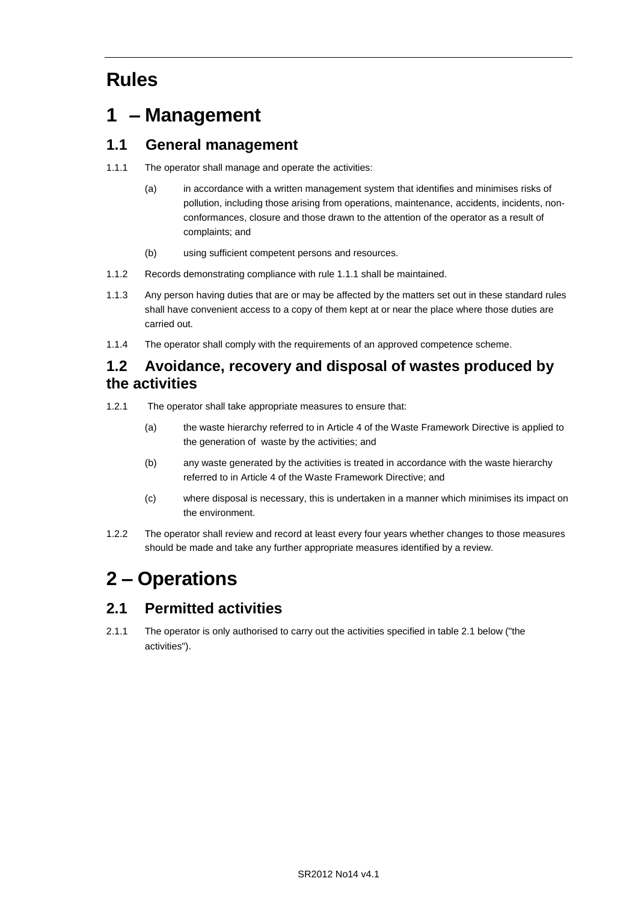# Rules

# 1 – Management

## 1.1 General management

1.1.1 The operator shall manage and operate the activities:

(a) in accordance with a written management system that identifies and minimises risks of pollution, including those arising from operations, maintenance, accidents, incidents, non-conformances, closure and those drawn to the attention of the operator as a result of complaints; and

(b) using sufficient competent persons and resources.

1.1.2 Records demonstrating compliance with rule 1.1.1 shall be maintained.

1.1.3 Any person having duties that are or may be affected by the matters set out in these standard rules shall have convenient access to a copy of them kept at or near the place where those duties are carried out.

1.1.4 The operator shall comply with the requirements of an approved competence scheme.

## 1.2 Avoidance, recovery and disposal of wastes produced by the activities

1.2.1 The operator shall take appropriate measures to ensure that:

(a) the waste hierarchy referred to in Article 4 of the Waste Framework Directive is applied to the generation of waste by the activities; and

(b) any waste generated by the activities is treated in accordance with the waste hierarchy referred to in Article 4 of the Waste Framework Directive; and

(c) where disposal is necessary, this is undertaken in a manner which minimises its impact on the environment.

1.2.2 The operator shall review and record at least every four years whether changes to those measures should be made and take any further appropriate measures identified by a review.

# 2 – Operations

## 2.1 Permitted activities

2.1.1 The operator is only authorised to carry out the activities specified in table 2.1 below ("the activities").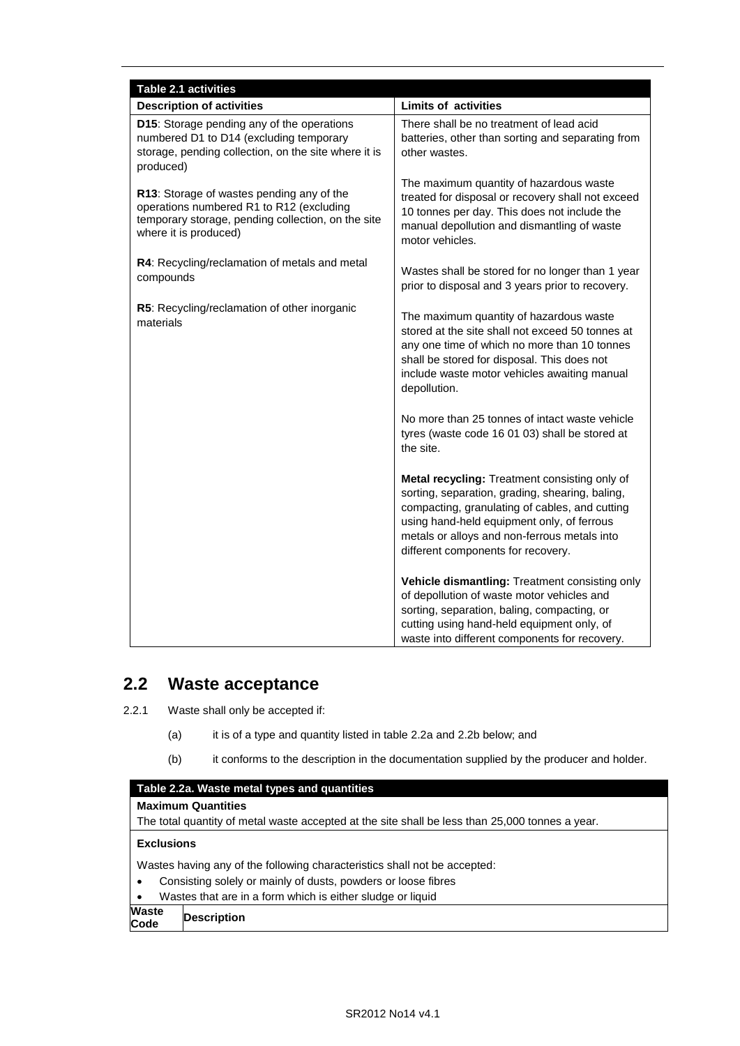| Table 2.1 activities | |
|---|---|
| **Description of activities** | **Limits of activities** |
| **D15**: Storage pending any of the operations numbered D1 to D14 (excluding temporary storage, pending collection, on the site where it is produced)<br><br>**R13**: Storage of wastes pending any of the operations numbered R1 to R12 (excluding temporary storage, pending collection, on the site where it is produced)<br><br>**R4**: Recycling/reclamation of metals and metal compounds<br><br>**R5**: Recycling/reclamation of other inorganic materials | There shall be no treatment of lead acid batteries, other than sorting and separating from other wastes.<br><br>The maximum quantity of hazardous waste treated for disposal or recovery shall not exceed 10 tonnes per day. This does not include the manual depollution and dismantling of waste motor vehicles.<br><br>Wastes shall be stored for no longer than 1 year prior to disposal and 3 years prior to recovery.<br><br>The maximum quantity of hazardous waste stored at the site shall not exceed 50 tonnes at any one time of which no more than 10 tonnes shall be stored for disposal. This does not include waste motor vehicles awaiting manual depollution.<br><br>No more than 25 tonnes of intact waste vehicle tyres (waste code 16 01 03) shall be stored at the site.<br><br>**Metal recycling:** Treatment consisting only of sorting, separation, grading, shearing, baling, compacting, granulating of cables, and cutting using hand-held equipment only, of ferrous metals or alloys and non-ferrous metals into different components for recovery.<br><br>**Vehicle dismantling:** Treatment consisting only of depollution of waste motor vehicles and sorting, separation, baling, compacting, or cutting using hand-held equipment only, of waste into different components for recovery. |

## 2.2 Waste acceptance

2.2.1 Waste shall only be accepted if:

(a) it is of a type and quantity listed in table 2.2a and 2.2b below; and

(b) it conforms to the description in the documentation supplied by the producer and holder.

| Table 2.2a. Waste metal types and quantities | |
|---|---|
| **Maximum Quantities**<br>The total quantity of metal waste accepted at the site shall be less than 25,000 tonnes a year. | |
| **Exclusions**<br>Wastes having any of the following characteristics shall not be accepted:<br>• Consisting solely or mainly of dusts, powders or loose fibres<br>• Wastes that are in a form which is either sludge or liquid | |
| **Waste Code** | **Description** |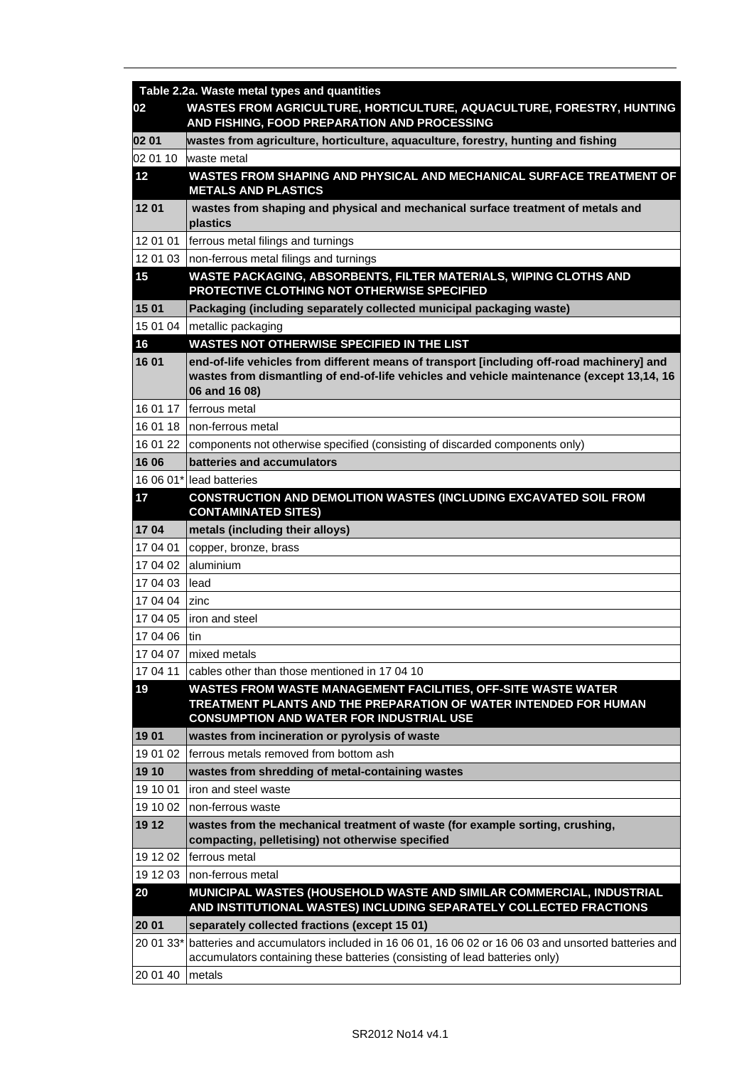| Table 2.2a. Waste metal types and quantities | |
|---|---|
| **02** | **WASTES FROM AGRICULTURE, HORTICULTURE, AQUACULTURE, FORESTRY, HUNTING AND FISHING, FOOD PREPARATION AND PROCESSING** |
| **02 01** | **wastes from agriculture, horticulture, aquaculture, forestry, hunting and fishing** |
| 02 01 10 | waste metal |
| **12** | **WASTES FROM SHAPING AND PHYSICAL AND MECHANICAL SURFACE TREATMENT OF METALS AND PLASTICS** |
| **12 01** | **wastes from shaping and physical and mechanical surface treatment of metals and plastics** |
| 12 01 01 | ferrous metal filings and turnings |
| 12 01 03 | non-ferrous metal filings and turnings |
| **15** | **WASTE PACKAGING, ABSORBENTS, FILTER MATERIALS, WIPING CLOTHS AND PROTECTIVE CLOTHING NOT OTHERWISE SPECIFIED** |
| **15 01** | **Packaging (including separately collected municipal packaging waste)** |
| 15 01 04 | metallic packaging |
| **16** | **WASTES NOT OTHERWISE SPECIFIED IN THE LIST** |
| **16 01** | **end-of-life vehicles from different means of transport [including off-road machinery] and wastes from dismantling of end-of-life vehicles and vehicle maintenance (except 13,14, 16 06 and 16 08)** |
| 16 01 17 | ferrous metal |
| 16 01 18 | non-ferrous metal |
| 16 01 22 | components not otherwise specified (consisting of discarded components only) |
| **16 06** | **batteries and accumulators** |
| 16 06 01* | lead batteries |
| **17** | **CONSTRUCTION AND DEMOLITION WASTES (INCLUDING EXCAVATED SOIL FROM CONTAMINATED SITES)** |
| **17 04** | **metals (including their alloys)** |
| 17 04 01 | copper, bronze, brass |
| 17 04 02 | aluminium |
| 17 04 03 | lead |
| 17 04 04 | zinc |
| 17 04 05 | iron and steel |
| 17 04 06 | tin |
| 17 04 07 | mixed metals |
| 17 04 11 | cables other than those mentioned in 17 04 10 |
| **19** | **WASTES FROM WASTE MANAGEMENT FACILITIES, OFF-SITE WASTE WATER TREATMENT PLANTS AND THE PREPARATION OF WATER INTENDED FOR HUMAN CONSUMPTION AND WATER FOR INDUSTRIAL USE** |
| **19 01** | **wastes from incineration or pyrolysis of waste** |
| 19 01 02 | ferrous metals removed from bottom ash |
| **19 10** | **wastes from shredding of metal-containing wastes** |
| 19 10 01 | iron and steel waste |
| 19 10 02 | non-ferrous waste |
| **19 12** | **wastes from the mechanical treatment of waste (for example sorting, crushing, compacting, pelletising) not otherwise specified** |
| 19 12 02 | ferrous metal |
| 19 12 03 | non-ferrous metal |
| **20** | **MUNICIPAL WASTES (HOUSEHOLD WASTE AND SIMILAR COMMERCIAL, INDUSTRIAL AND INSTITUTIONAL WASTES) INCLUDING SEPARATELY COLLECTED FRACTIONS** |
| **20 01** | **separately collected fractions (except 15 01)** |
| 20 01 33* | batteries and accumulators included in 16 06 01, 16 06 02 or 16 06 03 and unsorted batteries and accumulators containing these batteries (consisting of lead batteries only) |
| 20 01 40 | metals |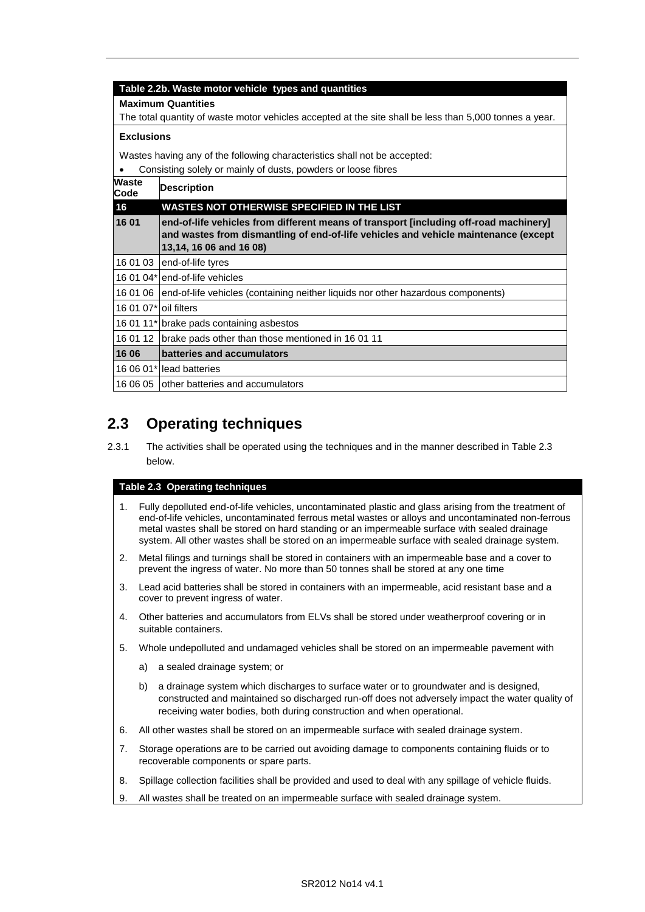| Table 2.2b. Waste motor vehicle types and quantities | |
|---|---|
| **Maximum Quantities**<br>The total quantity of waste motor vehicles accepted at the site shall be less than 5,000 tonnes a year. | |
| **Exclusions**<br>Wastes having any of the following characteristics shall not be accepted:<br>• Consisting solely or mainly of dusts, powders or loose fibres | |
| **Waste Code** | **Description** |
| **16** | **WASTES NOT OTHERWISE SPECIFIED IN THE LIST** |
| **16 01** | **end-of-life vehicles from different means of transport [including off-road machinery] and wastes from dismantling of end-of-life vehicles and vehicle maintenance (except 13,14, 16 06 and 16 08)** |
| 16 01 03 | end-of-life tyres |
| 16 01 04* | end-of-life vehicles |
| 16 01 06 | end-of-life vehicles (containing neither liquids nor other hazardous components) |
| 16 01 07* | oil filters |
| 16 01 11* | brake pads containing asbestos |
| 16 01 12 | brake pads other than those mentioned in 16 01 11 |
| **16 06** | **batteries and accumulators** |
| 16 06 01* | lead batteries |
| 16 06 05 | other batteries and accumulators |

## 2.3 Operating techniques

2.3.1 The activities shall be operated using the techniques and in the manner described in Table 2.3 below.

**Table 2.3 Operating techniques**

1. Fully depolluted end-of-life vehicles, uncontaminated plastic and glass arising from the treatment of end-of-life vehicles, uncontaminated ferrous metal wastes or alloys and uncontaminated non-ferrous metal wastes shall be stored on hard standing or an impermeable surface with sealed drainage system. All other wastes shall be stored on an impermeable surface with sealed drainage system.
2. Metal filings and turnings shall be stored in containers with an impermeable base and a cover to prevent the ingress of water. No more than 50 tonnes shall be stored at any one time
3. Lead acid batteries shall be stored in containers with an impermeable, acid resistant base and a cover to prevent ingress of water.
4. Other batteries and accumulators from ELVs shall be stored under weatherproof covering or in suitable containers.
5. Whole undepolluted and undamaged vehicles shall be stored on an impermeable pavement with
   a) a sealed drainage system; or
   b) a drainage system which discharges to surface water or to groundwater and is designed, constructed and maintained so discharged run-off does not adversely impact the water quality of receiving water bodies, both during construction and when operational.
6. All other wastes shall be stored on an impermeable surface with sealed drainage system.
7. Storage operations are to be carried out avoiding damage to components containing fluids or to recoverable components or spare parts.
8. Spillage collection facilities shall be provided and used to deal with any spillage of vehicle fluids.
9. All wastes shall be treated on an impermeable surface with sealed drainage system.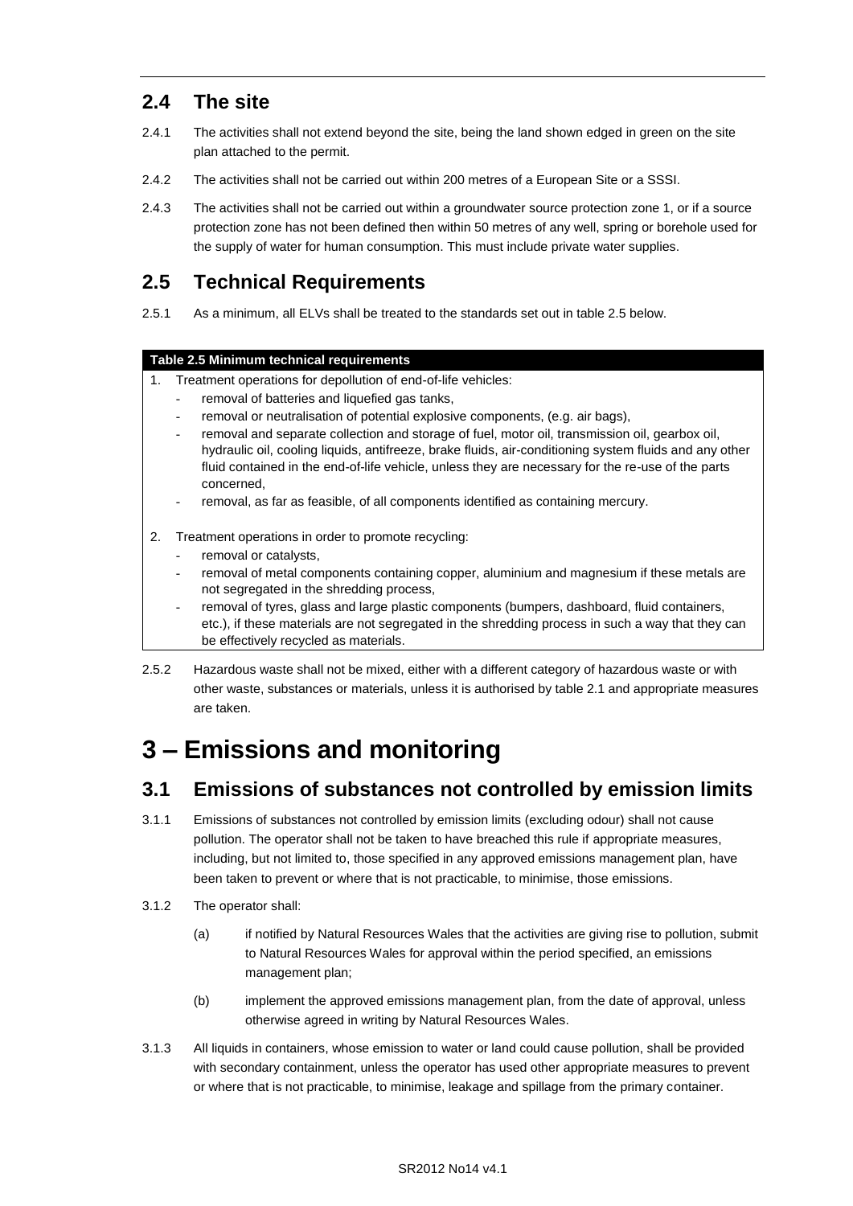## 2.4 The site

2.4.1 The activities shall not extend beyond the site, being the land shown edged in green on the site plan attached to the permit.

2.4.2 The activities shall not be carried out within 200 metres of a European Site or a SSSI.

2.4.3 The activities shall not be carried out within a groundwater source protection zone 1, or if a source protection zone has not been defined then within 50 metres of any well, spring or borehole used for the supply of water for human consumption. This must include private water supplies.

## 2.5 Technical Requirements

2.5.1 As a minimum, all ELVs shall be treated to the standards set out in table 2.5 below.

| Table 2.5 Minimum technical requirements |
| --- |
| 1. Treatment operations for depollution of end-of-life vehicles:<br>- removal of batteries and liquefied gas tanks,<br>- removal or neutralisation of potential explosive components, (e.g. air bags),<br>- removal and separate collection and storage of fuel, motor oil, transmission oil, gearbox oil, hydraulic oil, cooling liquids, antifreeze, brake fluids, air-conditioning system fluids and any other fluid contained in the end-of-life vehicle, unless they are necessary for the re-use of the parts concerned,<br>- removal, as far as feasible, of all components identified as containing mercury. |
| 2. Treatment operations in order to promote recycling:<br>- removal or catalysts,<br>- removal of metal components containing copper, aluminium and magnesium if these metals are not segregated in the shredding process,<br>- removal of tyres, glass and large plastic components (bumpers, dashboard, fluid containers, etc.), if these materials are not segregated in the shredding process in such a way that they can be effectively recycled as materials. |

2.5.2 Hazardous waste shall not be mixed, either with a different category of hazardous waste or with other waste, substances or materials, unless it is authorised by table 2.1 and appropriate measures are taken.

# 3 – Emissions and monitoring

## 3.1 Emissions of substances not controlled by emission limits

3.1.1 Emissions of substances not controlled by emission limits (excluding odour) shall not cause pollution. The operator shall not be taken to have breached this rule if appropriate measures, including, but not limited to, those specified in any approved emissions management plan, have been taken to prevent or where that is not practicable, to minimise, those emissions.

3.1.2 The operator shall:

(a) if notified by Natural Resources Wales that the activities are giving rise to pollution, submit to Natural Resources Wales for approval within the period specified, an emissions management plan;

(b) implement the approved emissions management plan, from the date of approval, unless otherwise agreed in writing by Natural Resources Wales.

3.1.3 All liquids in containers, whose emission to water or land could cause pollution, shall be provided with secondary containment, unless the operator has used other appropriate measures to prevent or where that is not practicable, to minimise, leakage and spillage from the primary container.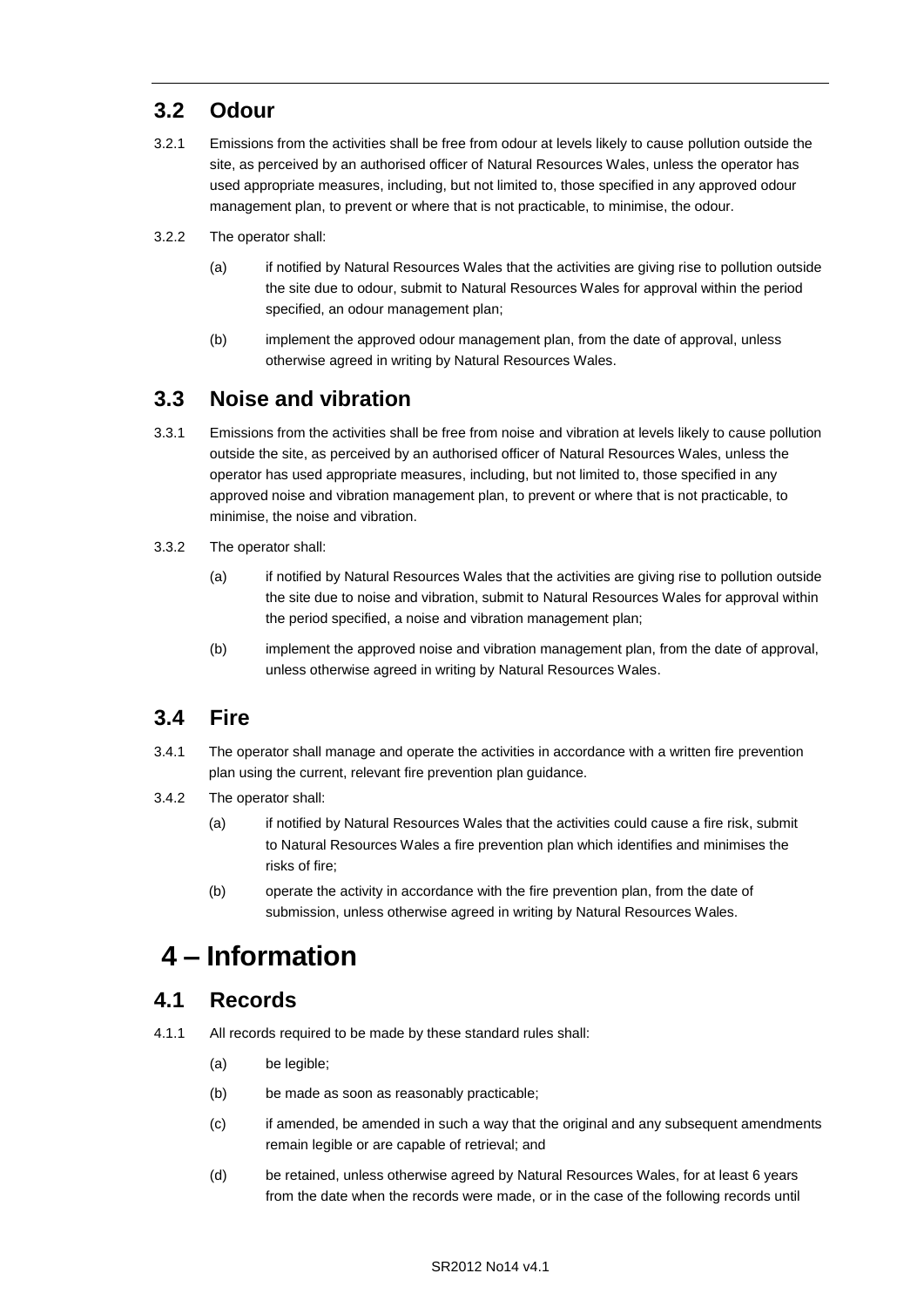## 3.2 Odour

3.2.1 Emissions from the activities shall be free from odour at levels likely to cause pollution outside the site, as perceived by an authorised officer of Natural Resources Wales, unless the operator has used appropriate measures, including, but not limited to, those specified in any approved odour management plan, to prevent or where that is not practicable, to minimise, the odour.

3.2.2 The operator shall:

(a) if notified by Natural Resources Wales that the activities are giving rise to pollution outside the site due to odour, submit to Natural Resources Wales for approval within the period specified, an odour management plan;

(b) implement the approved odour management plan, from the date of approval, unless otherwise agreed in writing by Natural Resources Wales.

## 3.3 Noise and vibration

3.3.1 Emissions from the activities shall be free from noise and vibration at levels likely to cause pollution outside the site, as perceived by an authorised officer of Natural Resources Wales, unless the operator has used appropriate measures, including, but not limited to, those specified in any approved noise and vibration management plan, to prevent or where that is not practicable, to minimise, the noise and vibration.

3.3.2 The operator shall:

(a) if notified by Natural Resources Wales that the activities are giving rise to pollution outside the site due to noise and vibration, submit to Natural Resources Wales for approval within the period specified, a noise and vibration management plan;

(b) implement the approved noise and vibration management plan, from the date of approval, unless otherwise agreed in writing by Natural Resources Wales.

## 3.4 Fire

3.4.1 The operator shall manage and operate the activities in accordance with a written fire prevention plan using the current, relevant fire prevention plan guidance.

3.4.2 The operator shall:

(a) if notified by Natural Resources Wales that the activities could cause a fire risk, submit to Natural Resources Wales a fire prevention plan which identifies and minimises the risks of fire;

(b) operate the activity in accordance with the fire prevention plan, from the date of submission, unless otherwise agreed in writing by Natural Resources Wales.

# 4 – Information

## 4.1 Records

4.1.1 All records required to be made by these standard rules shall:

(a) be legible;

(b) be made as soon as reasonably practicable;

(c) if amended, be amended in such a way that the original and any subsequent amendments remain legible or are capable of retrieval; and

(d) be retained, unless otherwise agreed by Natural Resources Wales, for at least 6 years from the date when the records were made, or in the case of the following records until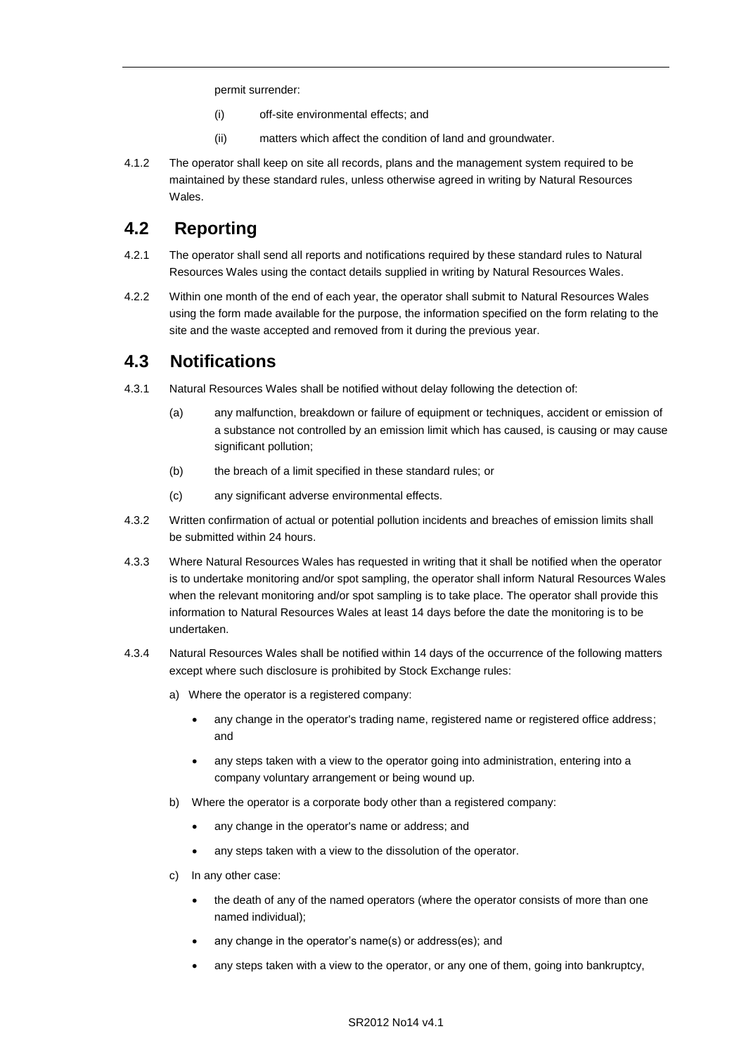permit surrender:

(i) off-site environmental effects; and

(ii) matters which affect the condition of land and groundwater.

4.1.2 The operator shall keep on site all records, plans and the management system required to be maintained by these standard rules, unless otherwise agreed in writing by Natural Resources Wales.

## 4.2 Reporting

4.2.1 The operator shall send all reports and notifications required by these standard rules to Natural Resources Wales using the contact details supplied in writing by Natural Resources Wales.

4.2.2 Within one month of the end of each year, the operator shall submit to Natural Resources Wales using the form made available for the purpose, the information specified on the form relating to the site and the waste accepted and removed from it during the previous year.

## 4.3 Notifications

4.3.1 Natural Resources Wales shall be notified without delay following the detection of:

(a) any malfunction, breakdown or failure of equipment or techniques, accident or emission of a substance not controlled by an emission limit which has caused, is causing or may cause significant pollution;

(b) the breach of a limit specified in these standard rules; or

(c) any significant adverse environmental effects.

4.3.2 Written confirmation of actual or potential pollution incidents and breaches of emission limits shall be submitted within 24 hours.

4.3.3 Where Natural Resources Wales has requested in writing that it shall be notified when the operator is to undertake monitoring and/or spot sampling, the operator shall inform Natural Resources Wales when the relevant monitoring and/or spot sampling is to take place. The operator shall provide this information to Natural Resources Wales at least 14 days before the date the monitoring is to be undertaken.

4.3.4 Natural Resources Wales shall be notified within 14 days of the occurrence of the following matters except where such disclosure is prohibited by Stock Exchange rules:

a) Where the operator is a registered company:

- any change in the operator's trading name, registered name or registered office address; and
- any steps taken with a view to the operator going into administration, entering into a company voluntary arrangement or being wound up.

b) Where the operator is a corporate body other than a registered company:

- any change in the operator's name or address; and
- any steps taken with a view to the dissolution of the operator.

c) In any other case:

- the death of any of the named operators (where the operator consists of more than one named individual);
- any change in the operator's name(s) or address(es); and
- any steps taken with a view to the operator, or any one of them, going into bankruptcy,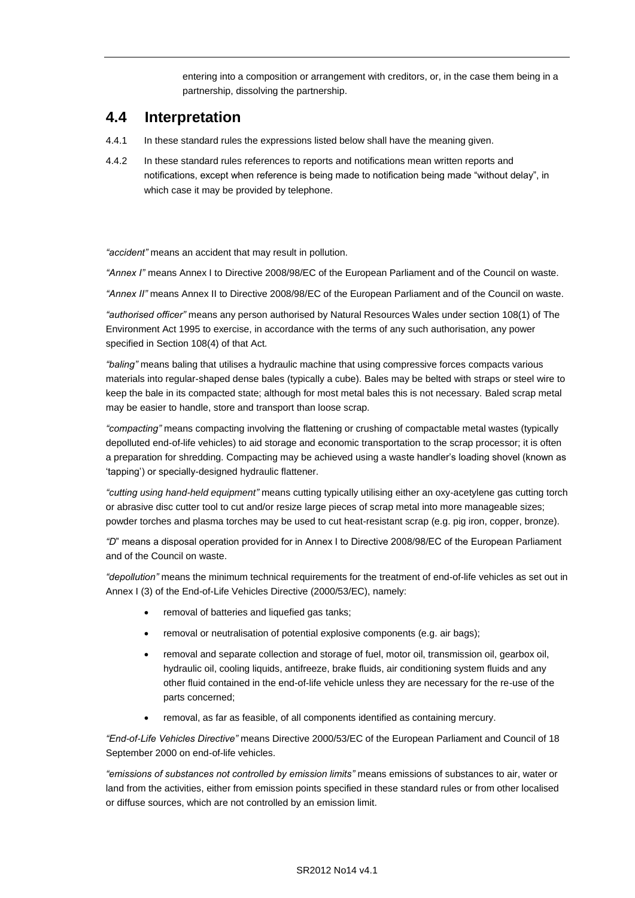entering into a composition or arrangement with creditors, or, in the case them being in a partnership, dissolving the partnership.

## 4.4 Interpretation

4.4.1 In these standard rules the expressions listed below shall have the meaning given.

4.4.2 In these standard rules references to reports and notifications mean written reports and notifications, except when reference is being made to notification being made "without delay", in which case it may be provided by telephone.

*"accident"* means an accident that may result in pollution.

*"Annex I"* means Annex I to Directive 2008/98/EC of the European Parliament and of the Council on waste.

*"Annex II"* means Annex II to Directive 2008/98/EC of the European Parliament and of the Council on waste.

*"authorised officer"* means any person authorised by Natural Resources Wales under section 108(1) of The Environment Act 1995 to exercise, in accordance with the terms of any such authorisation, any power specified in Section 108(4) of that Act.

*"baling"* means baling that utilises a hydraulic machine that using compressive forces compacts various materials into regular-shaped dense bales (typically a cube). Bales may be belted with straps or steel wire to keep the bale in its compacted state; although for most metal bales this is not necessary. Baled scrap metal may be easier to handle, store and transport than loose scrap.

*"compacting"* means compacting involving the flattening or crushing of compactable metal wastes (typically depolluted end-of-life vehicles) to aid storage and economic transportation to the scrap processor; it is often a preparation for shredding. Compacting may be achieved using a waste handler's loading shovel (known as 'tapping') or specially-designed hydraulic flattener.

*"cutting using hand-held equipment"* means cutting typically utilising either an oxy-acetylene gas cutting torch or abrasive disc cutter tool to cut and/or resize large pieces of scrap metal into more manageable sizes; powder torches and plasma torches may be used to cut heat-resistant scrap (e.g. pig iron, copper, bronze).

*"D"* means a disposal operation provided for in Annex I to Directive 2008/98/EC of the European Parliament and of the Council on waste.

*"depollution"* means the minimum technical requirements for the treatment of end-of-life vehicles as set out in Annex I (3) of the End-of-Life Vehicles Directive (2000/53/EC), namely:

- removal of batteries and liquefied gas tanks;
- removal or neutralisation of potential explosive components (e.g. air bags);
- removal and separate collection and storage of fuel, motor oil, transmission oil, gearbox oil, hydraulic oil, cooling liquids, antifreeze, brake fluids, air conditioning system fluids and any other fluid contained in the end-of-life vehicle unless they are necessary for the re-use of the parts concerned;
- removal, as far as feasible, of all components identified as containing mercury.

*"End-of-Life Vehicles Directive"* means Directive 2000/53/EC of the European Parliament and Council of 18 September 2000 on end-of-life vehicles.

*"emissions of substances not controlled by emission limits"* means emissions of substances to air, water or land from the activities, either from emission points specified in these standard rules or from other localised or diffuse sources, which are not controlled by an emission limit.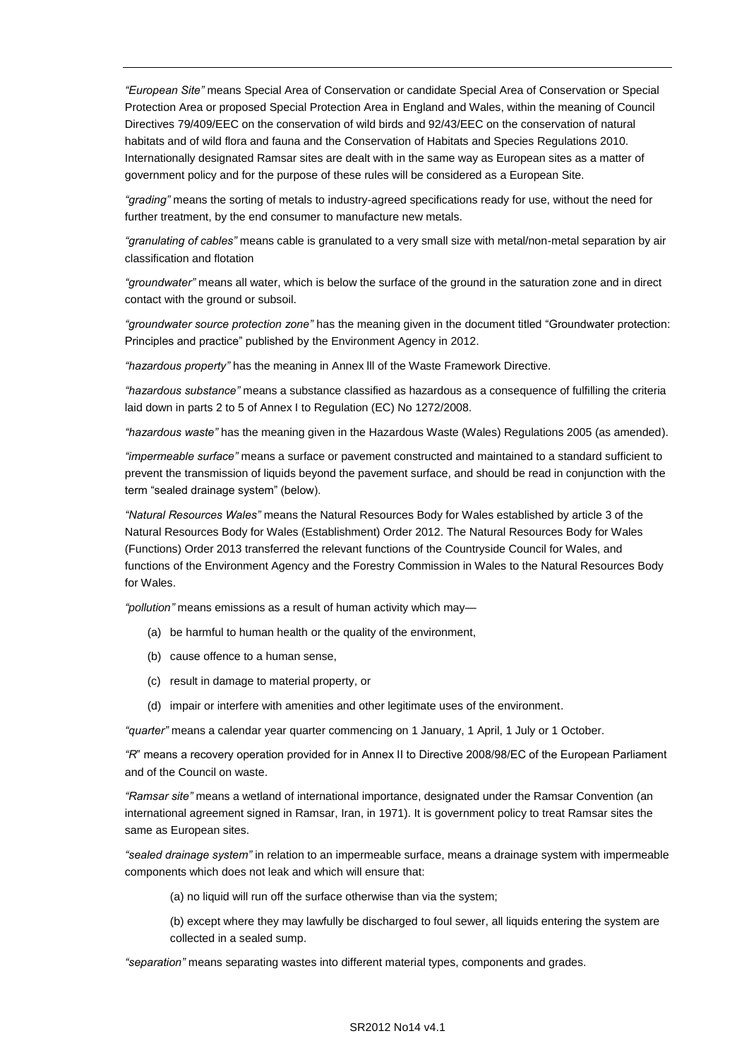*"European Site"* means Special Area of Conservation or candidate Special Area of Conservation or Special Protection Area or proposed Special Protection Area in England and Wales, within the meaning of Council Directives 79/409/EEC on the conservation of wild birds and 92/43/EEC on the conservation of natural habitats and of wild flora and fauna and the Conservation of Habitats and Species Regulations 2010. Internationally designated Ramsar sites are dealt with in the same way as European sites as a matter of government policy and for the purpose of these rules will be considered as a European Site.

*"grading"* means the sorting of metals to industry-agreed specifications ready for use, without the need for further treatment, by the end consumer to manufacture new metals.

*"granulating of cables"* means cable is granulated to a very small size with metal/non-metal separation by air classification and flotation

*"groundwater"* means all water, which is below the surface of the ground in the saturation zone and in direct contact with the ground or subsoil.

*"groundwater source protection zone"* has the meaning given in the document titled "Groundwater protection: Principles and practice" published by the Environment Agency in 2012.

*"hazardous property"* has the meaning in Annex lll of the Waste Framework Directive.

*"hazardous substance"* means a substance classified as hazardous as a consequence of fulfilling the criteria laid down in parts 2 to 5 of Annex I to Regulation (EC) No 1272/2008.

*"hazardous waste"* has the meaning given in the Hazardous Waste (Wales) Regulations 2005 (as amended).

*"impermeable surface"* means a surface or pavement constructed and maintained to a standard sufficient to prevent the transmission of liquids beyond the pavement surface, and should be read in conjunction with the term "sealed drainage system" (below).

*"Natural Resources Wales"* means the Natural Resources Body for Wales established by article 3 of the Natural Resources Body for Wales (Establishment) Order 2012. The Natural Resources Body for Wales (Functions) Order 2013 transferred the relevant functions of the Countryside Council for Wales, and functions of the Environment Agency and the Forestry Commission in Wales to the Natural Resources Body for Wales.

*"pollution"* means emissions as a result of human activity which may—

(a) be harmful to human health or the quality of the environment,

(b) cause offence to a human sense,

(c) result in damage to material property, or

(d) impair or interfere with amenities and other legitimate uses of the environment.

*"quarter"* means a calendar year quarter commencing on 1 January, 1 April, 1 July or 1 October.

*"R*" means a recovery operation provided for in Annex II to Directive 2008/98/EC of the European Parliament and of the Council on waste.

*"Ramsar site"* means a wetland of international importance, designated under the Ramsar Convention (an international agreement signed in Ramsar, Iran, in 1971). It is government policy to treat Ramsar sites the same as European sites.

*"sealed drainage system"* in relation to an impermeable surface, means a drainage system with impermeable components which does not leak and which will ensure that:

(a) no liquid will run off the surface otherwise than via the system;

(b) except where they may lawfully be discharged to foul sewer, all liquids entering the system are collected in a sealed sump.

*"separation"* means separating wastes into different material types, components and grades.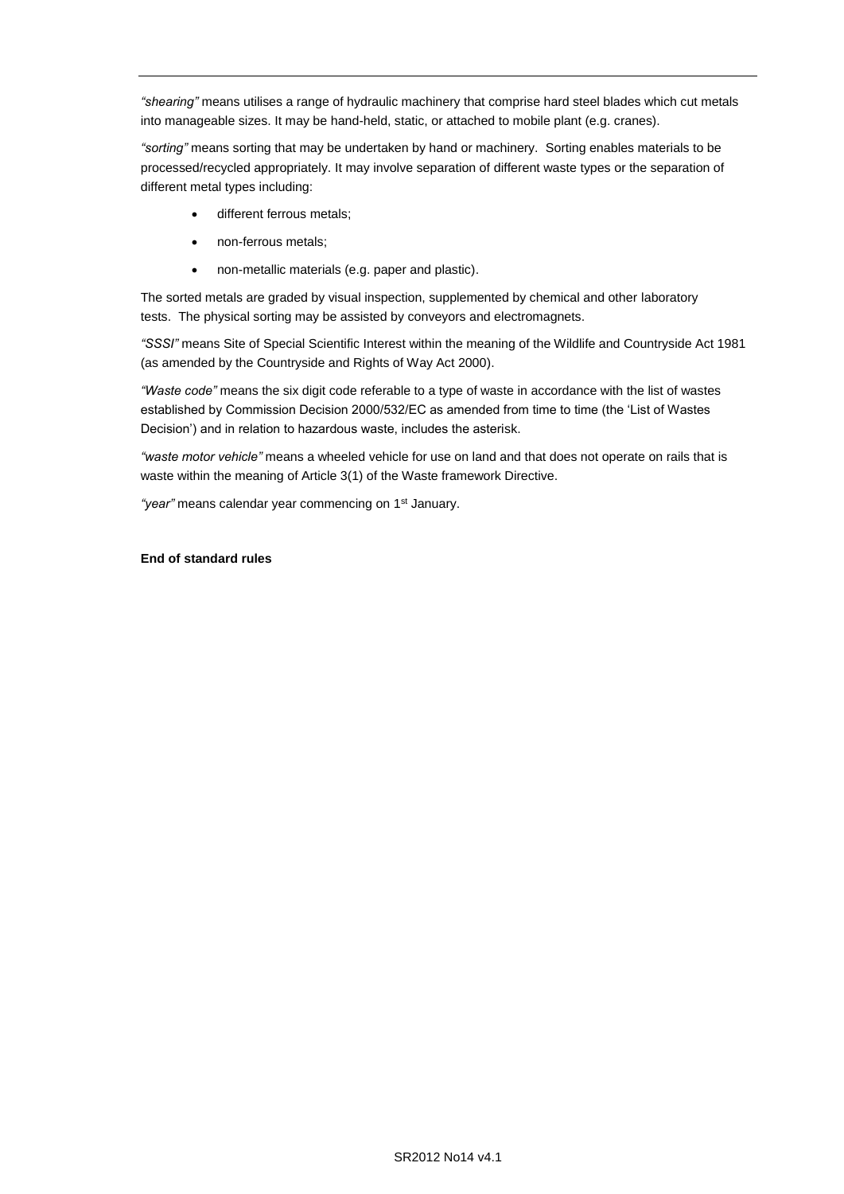*"shearing"* means utilises a range of hydraulic machinery that comprise hard steel blades which cut metals into manageable sizes. It may be hand-held, static, or attached to mobile plant (e.g. cranes).

*"sorting"* means sorting that may be undertaken by hand or machinery. Sorting enables materials to be processed/recycled appropriately. It may involve separation of different waste types or the separation of different metal types including:

- different ferrous metals;
- non-ferrous metals;
- non-metallic materials (e.g. paper and plastic).

The sorted metals are graded by visual inspection, supplemented by chemical and other laboratory tests. The physical sorting may be assisted by conveyors and electromagnets.

*"SSSI"* means Site of Special Scientific Interest within the meaning of the Wildlife and Countryside Act 1981 (as amended by the Countryside and Rights of Way Act 2000).

*"Waste code"* means the six digit code referable to a type of waste in accordance with the list of wastes established by Commission Decision 2000/532/EC as amended from time to time (the 'List of Wastes Decision') and in relation to hazardous waste, includes the asterisk.

*"waste motor vehicle"* means a wheeled vehicle for use on land and that does not operate on rails that is waste within the meaning of Article 3(1) of the Waste framework Directive.

*"year"* means calendar year commencing on 1st January.

**End of standard rules**